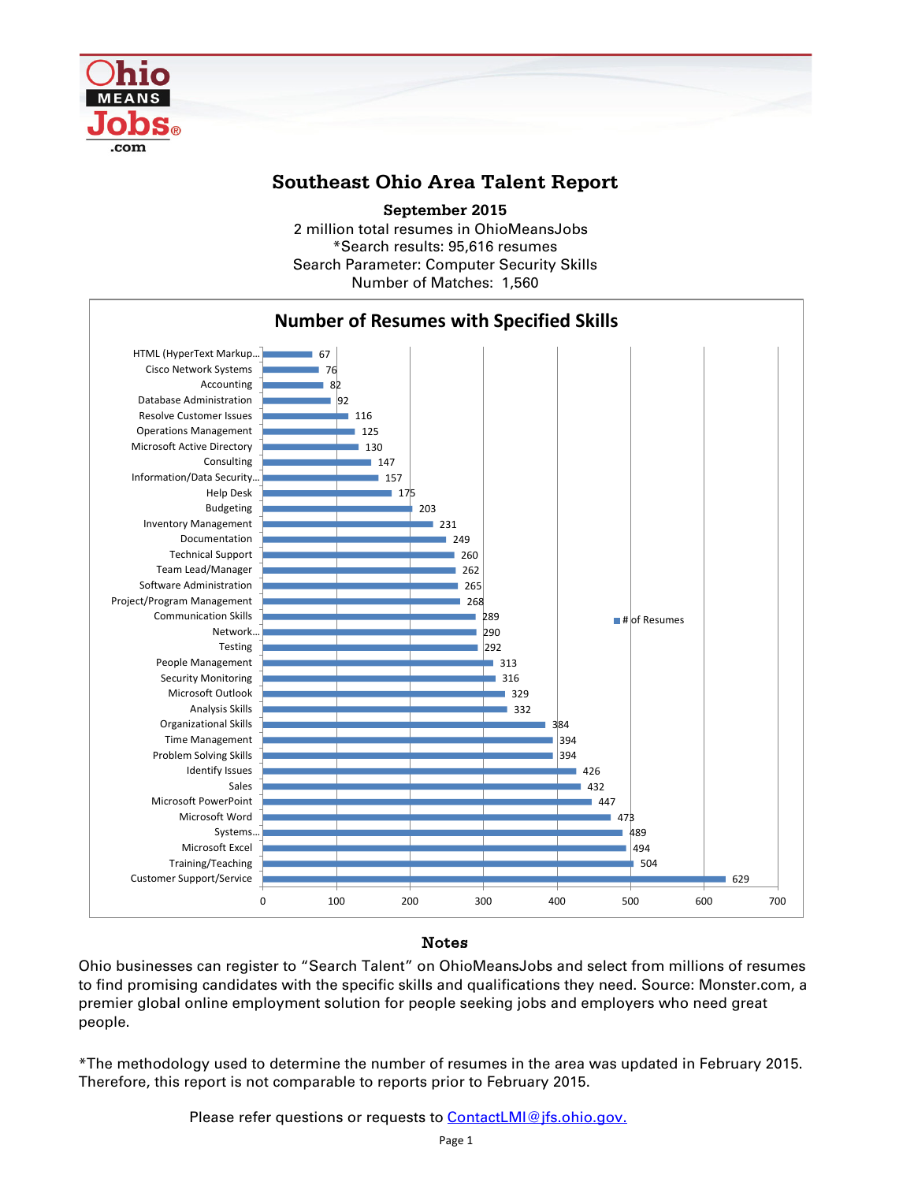# Southeast Ohio Area Talent Report

**September 2015**

2 million total resumes in OhioMeansJobs
*Search results: 95,616 resumes
Search Parameter: Computer Security Skills
Number of Matches: 1,560

## Number of Resumes with Specified Skills

| Skill | # of Resumes |
|---|---|
| HTML (HyperText Markup... | 67 |
| Cisco Network Systems | 76 |
| Accounting | 82 |
| Database Administration | 92 |
| Resolve Customer Issues | 116 |
| Operations Management | 125 |
| Microsoft Active Directory | 130 |
| Consulting | 147 |
| Information/Data Security... | 157 |
| Help Desk | 175 |
| Budgeting | 203 |
| Inventory Management | 231 |
| Documentation | 249 |
| Technical Support | 260 |
| Team Lead/Manager | 262 |
| Software Administration | 265 |
| Project/Program Management | 268 |
| Communication Skills | 289 |
| Network... | 290 |
| Testing | 292 |
| People Management | 313 |
| Security Monitoring | 316 |
| Microsoft Outlook | 329 |
| Analysis Skills | 332 |
| Organizational Skills | 384 |
| Time Management | 394 |
| Problem Solving Skills | 394 |
| Identify Issues | 426 |
| Sales | 432 |
| Microsoft PowerPoint | 447 |
| Microsoft Word | 473 |
| Systems... | 489 |
| Microsoft Excel | 494 |
| Training/Teaching | 504 |
| Customer Support/Service | 629 |

## Notes

Ohio businesses can register to "Search Talent" on OhioMeansJobs and select from millions of resumes to find promising candidates with the specific skills and qualifications they need. Source: Monster.com, a premier global online employment solution for people seeking jobs and employers who need great people.

*The methodology used to determine the number of resumes in the area was updated in February 2015. Therefore, this report is not comparable to reports prior to February 2015.

Please refer questions or requests to ContactLMI@jfs.ohio.gov.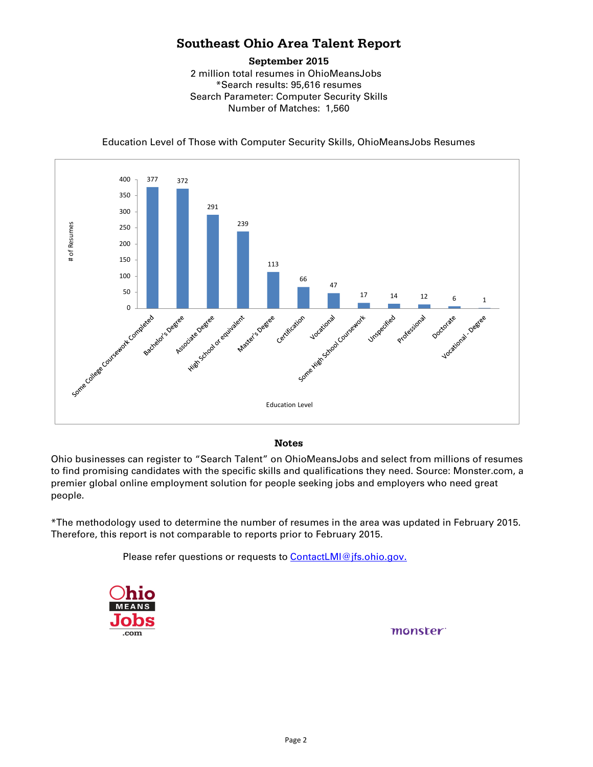# Southeast Ohio Area Talent Report

**September 2015**

2 million total resumes in OhioMeansJobs
*Search results: 95,616 resumes
Search Parameter: Computer Security Skills
Number of Matches: 1,560

Education Level of Those with Computer Security Skills, OhioMeansJobs Resumes

# of Resumes

400
350
300
250
200
150
100
50
0

377 Some College Coursework Completed
372 Bachelor's Degree
291 Associate Degree
239 High School or equivalent
113 Master's Degree
66 Certification
47 Vocational
17 Some High School Coursework
14 Unspecified
12 Professional
6 Doctorate
1 Vocational - Degree

Education Level

## Notes

Ohio businesses can register to "Search Talent" on OhioMeansJobs and select from millions of resumes to find promising candidates with the specific skills and qualifications they need. Source: Monster.com, a premier global online employment solution for people seeking jobs and employers who need great people.

*The methodology used to determine the number of resumes in the area was updated in February 2015. Therefore, this report is not comparable to reports prior to February 2015.

Please refer questions or requests to ContactLMI@jfs.ohio.gov.

Ohio MEANS Jobs .com

monster